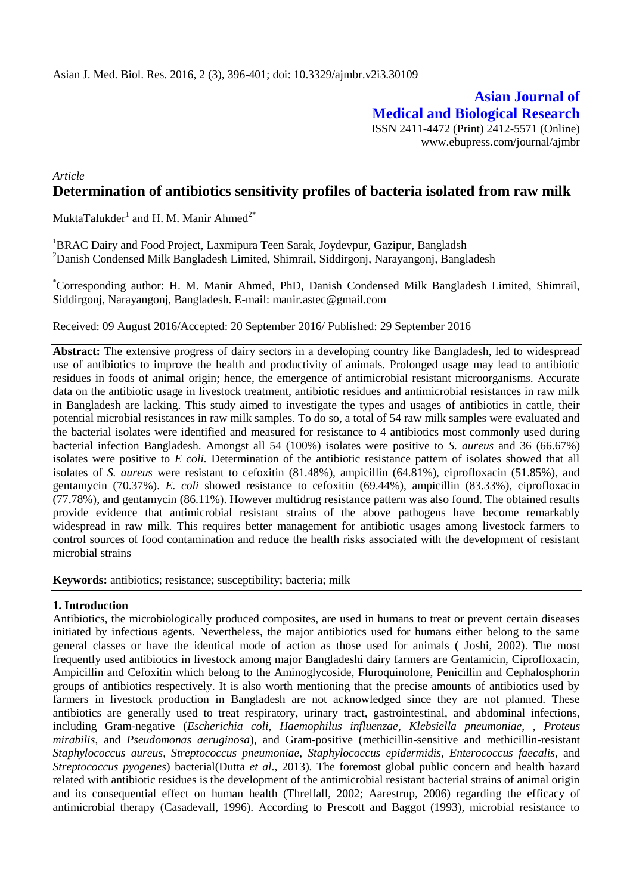Asian J. Med. Biol. Res. 2016, 2 (3), 396-401; doi: 10.3329/ajmbr.v2i3.30109

**Asian Journal of Medical and Biological Research**
ISSN 2411-4472 (Print) 2412-5571 (Online)
www.ebupress.com/journal/ajmbr

*Article*

# Determination of antibiotics sensitivity profiles of bacteria isolated from raw milk

MuktaTalukder[1] and H. M. Manir Ahmed[2*]

[1]BRAC Dairy and Food Project, Laxmipura Teen Sarak, Joydevpur, Gazipur, Bangladsh
[2]Danish Condensed Milk Bangladesh Limited, Shimrail, Siddirgonj, Narayangonj, Bangladesh

[*]Corresponding author: H. M. Manir Ahmed, PhD, Danish Condensed Milk Bangladesh Limited, Shimrail, Siddirgonj, Narayangonj, Bangladesh. E-mail: manir.astec@gmail.com

Received: 09 August 2016/Accepted: 20 September 2016/ Published: 29 September 2016

**Abstract:** The extensive progress of dairy sectors in a developing country like Bangladesh, led to widespread use of antibiotics to improve the health and productivity of animals. Prolonged usage may lead to antibiotic residues in foods of animal origin; hence, the emergence of antimicrobial resistant microorganisms. Accurate data on the antibiotic usage in livestock treatment, antibiotic residues and antimicrobial resistances in raw milk in Bangladesh are lacking. This study aimed to investigate the types and usages of antibiotics in cattle, their potential microbial resistances in raw milk samples. To do so, a total of 54 raw milk samples were evaluated and the bacterial isolates were identified and measured for resistance to 4 antibiotics most commonly used during bacterial infection Bangladesh. Amongst all 54 (100%) isolates were positive to *S. aureus* and 36 (66.67%) isolates were positive to *E coli.* Determination of the antibiotic resistance pattern of isolates showed that all isolates of *S. aureus* were resistant to cefoxitin (81.48%), ampicillin (64.81%), ciprofloxacin (51.85%), and gentamycin (70.37%). *E. coli* showed resistance to cefoxitin (69.44%), ampicillin (83.33%), ciprofloxacin (77.78%), and gentamycin (86.11%). However multidrug resistance pattern was also found. The obtained results provide evidence that antimicrobial resistant strains of the above pathogens have become remarkably widespread in raw milk. This requires better management for antibiotic usages among livestock farmers to control sources of food contamination and reduce the health risks associated with the development of resistant microbial strains

**Keywords:** antibiotics; resistance; susceptibility; bacteria; milk

## 1. Introduction

Antibiotics, the microbiologically produced composites, are used in humans to treat or prevent certain diseases initiated by infectious agents. Nevertheless, the major antibiotics used for humans either belong to the same general classes or have the identical mode of action as those used for animals ( Joshi, 2002). The most frequently used antibiotics in livestock among major Bangladeshi dairy farmers are Gentamicin, Ciprofloxacin, Ampicillin and Cefoxitin which belong to the Aminoglycoside, Fluroquinolone, Penicillin and Cephalosphorin groups of antibiotics respectively. It is also worth mentioning that the precise amounts of antibiotics used by farmers in livestock production in Bangladesh are not acknowledged since they are not planned. These antibiotics are generally used to treat respiratory, urinary tract, gastrointestinal, and abdominal infections, including Gram-negative (*Escherichia coli*, *Haemophilus influenzae*, *Klebsiella pneumoniae*, , *Proteus mirabilis*, and *Pseudomonas aeruginosa*), and Gram-positive (methicillin-sensitive and methicillin-resistant *Staphylococcus aureus*, *Streptococcus pneumoniae*, *Staphylococcus epidermidis*, *Enterococcus faecalis*, and *Streptococcus pyogenes*) bacterial(Dutta *et al*., 2013). The foremost global public concern and health hazard related with antibiotic residues is the development of the antimicrobial resistant bacterial strains of animal origin and its consequential effect on human health (Threlfall, 2002; Aarestrup, 2006) regarding the efficacy of antimicrobial therapy (Casadevall, 1996). According to Prescott and Baggot (1993), microbial resistance to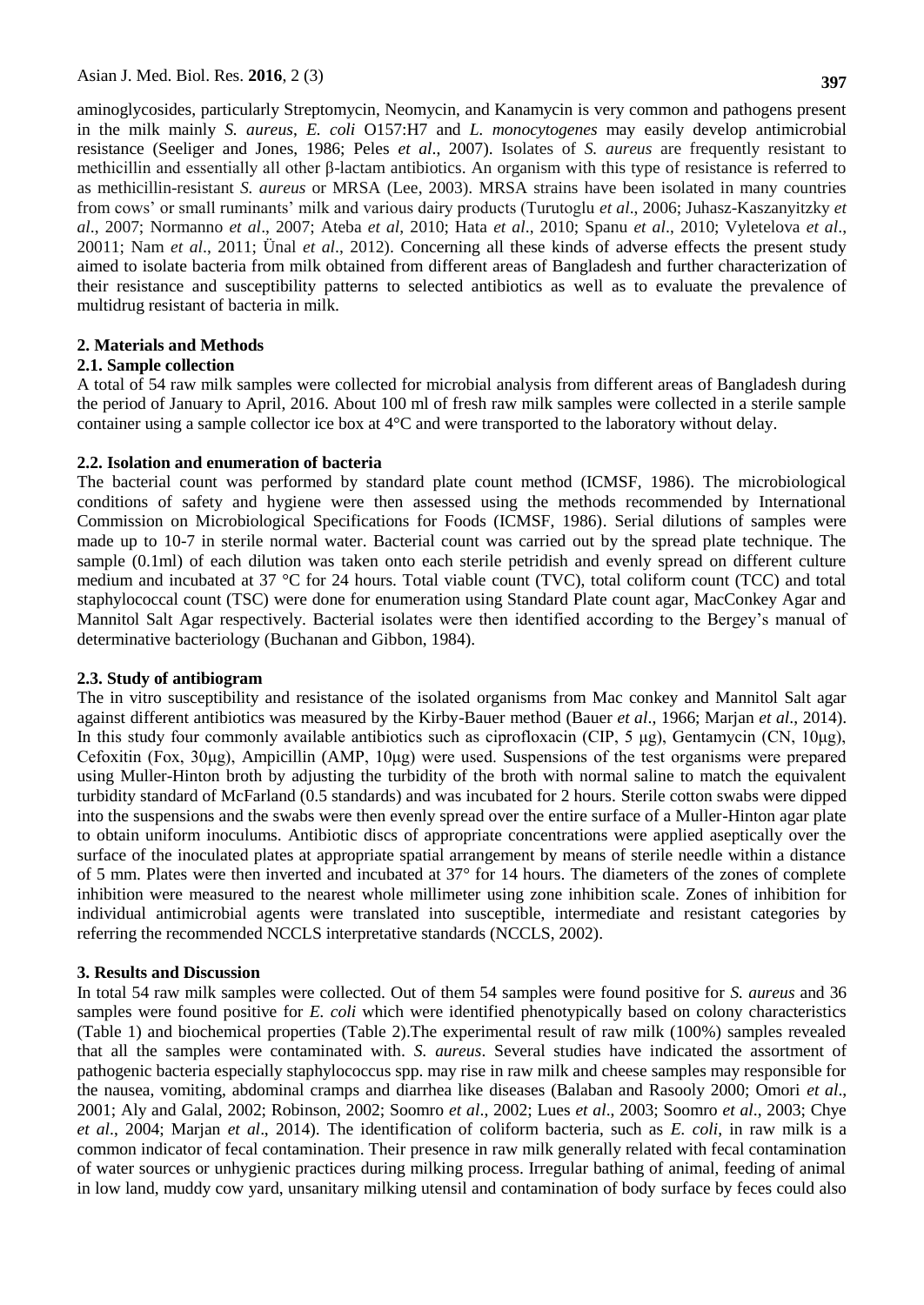aminoglycosides, particularly Streptomycin, Neomycin, and Kanamycin is very common and pathogens present in the milk mainly *S. aureus*, *E. coli* O157:H7 and *L. monocytogenes* may easily develop antimicrobial resistance (Seeliger and Jones, 1986; Peles *et al*., 2007). Isolates of *S. aureus* are frequently resistant to methicillin and essentially all other β-lactam antibiotics. An organism with this type of resistance is referred to as methicillin-resistant *S. aureus* or MRSA (Lee, 2003). MRSA strains have been isolated in many countries from cows' or small ruminants' milk and various dairy products (Turutoglu *et al*., 2006; Juhasz-Kaszanyitzky *et al*., 2007; Normanno *et al*., 2007; Ateba *et al*, 2010; Hata *et al*., 2010; Spanu *et al*., 2010; Vyletelova *et al*., 20011; Nam *et al*., 2011; Ünal *et al*., 2012). Concerning all these kinds of adverse effects the present study aimed to isolate bacteria from milk obtained from different areas of Bangladesh and further characterization of their resistance and susceptibility patterns to selected antibiotics as well as to evaluate the prevalence of multidrug resistant of bacteria in milk.

## 2. Materials and Methods

### 2.1. Sample collection

A total of 54 raw milk samples were collected for microbial analysis from different areas of Bangladesh during the period of January to April, 2016. About 100 ml of fresh raw milk samples were collected in a sterile sample container using a sample collector ice box at 4°C and were transported to the laboratory without delay.

### 2.2. Isolation and enumeration of bacteria

The bacterial count was performed by standard plate count method (ICMSF, 1986). The microbiological conditions of safety and hygiene were then assessed using the methods recommended by International Commission on Microbiological Specifications for Foods (ICMSF, 1986). Serial dilutions of samples were made up to 10-7 in sterile normal water. Bacterial count was carried out by the spread plate technique. The sample (0.1ml) of each dilution was taken onto each sterile petridish and evenly spread on different culture medium and incubated at 37 °C for 24 hours. Total viable count (TVC), total coliform count (TCC) and total staphylococcal count (TSC) were done for enumeration using Standard Plate count agar, MacConkey Agar and Mannitol Salt Agar respectively. Bacterial isolates were then identified according to the Bergey's manual of determinative bacteriology (Buchanan and Gibbon, 1984).

### 2.3. Study of antibiogram

The in vitro susceptibility and resistance of the isolated organisms from Mac conkey and Mannitol Salt agar against different antibiotics was measured by the Kirby-Bauer method (Bauer *et al*., 1966; Marjan *et al*., 2014). In this study four commonly available antibiotics such as ciprofloxacin (CIP, 5 μg), Gentamycin (CN, 10μg), Cefoxitin (Fox, 30μg), Ampicillin (AMP, 10μg) were used. Suspensions of the test organisms were prepared using Muller-Hinton broth by adjusting the turbidity of the broth with normal saline to match the equivalent turbidity standard of McFarland (0.5 standards) and was incubated for 2 hours. Sterile cotton swabs were dipped into the suspensions and the swabs were then evenly spread over the entire surface of a Muller-Hinton agar plate to obtain uniform inoculums. Antibiotic discs of appropriate concentrations were applied aseptically over the surface of the inoculated plates at appropriate spatial arrangement by means of sterile needle within a distance of 5 mm. Plates were then inverted and incubated at 37° for 14 hours. The diameters of the zones of complete inhibition were measured to the nearest whole millimeter using zone inhibition scale. Zones of inhibition for individual antimicrobial agents were translated into susceptible, intermediate and resistant categories by referring the recommended NCCLS interpretative standards (NCCLS, 2002).

## 3. Results and Discussion

In total 54 raw milk samples were collected. Out of them 54 samples were found positive for *S. aureus* and 36 samples were found positive for *E. coli* which were identified phenotypically based on colony characteristics (Table 1) and biochemical properties (Table 2).The experimental result of raw milk (100%) samples revealed that all the samples were contaminated with. *S. aureus*. Several studies have indicated the assortment of pathogenic bacteria especially staphylococcus spp. may rise in raw milk and cheese samples may responsible for the nausea, vomiting, abdominal cramps and diarrhea like diseases (Balaban and Rasooly 2000; Omori *et al*., 2001; Aly and Galal, 2002; Robinson, 2002; Soomro *et al*., 2002; Lues *et al*., 2003; Soomro *et al*., 2003; Chye *et al*., 2004; Marjan *et al*., 2014). The identification of coliform bacteria, such as *E. coli*, in raw milk is a common indicator of fecal contamination. Their presence in raw milk generally related with fecal contamination of water sources or unhygienic practices during milking process. Irregular bathing of animal, feeding of animal in low land, muddy cow yard, unsanitary milking utensil and contamination of body surface by feces could also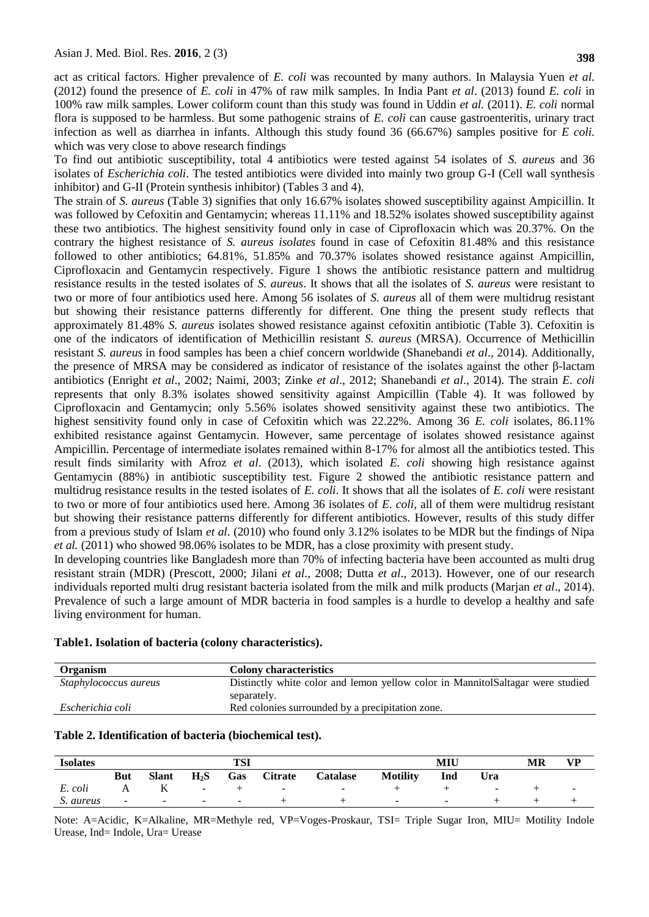act as critical factors. Higher prevalence of *E. coli* was recounted by many authors. In Malaysia Yuen *et al.* (2012) found the presence of *E. coli* in 47% of raw milk samples. In India Pant *et al*. (2013) found *E. coli* in 100% raw milk samples. Lower coliform count than this study was found in Uddin *et al.* (2011). *E. coli* normal flora is supposed to be harmless. But some pathogenic strains of *E. coli* can cause gastroenteritis, urinary tract infection as well as diarrhea in infants. Although this study found 36 (66.67%) samples positive for *E coli.* which was very close to above research findings

To find out antibiotic susceptibility, total 4 antibiotics were tested against 54 isolates of *S. aureus* and 36 isolates of *Escherichia coli*. The tested antibiotics were divided into mainly two group G-I (Cell wall synthesis inhibitor) and G-II (Protein synthesis inhibitor) (Tables 3 and 4).

The strain of *S. aureus* (Table 3) signifies that only 16.67% isolates showed susceptibility against Ampicillin. It was followed by Cefoxitin and Gentamycin; whereas 11.11% and 18.52% isolates showed susceptibility against these two antibiotics. The highest sensitivity found only in case of Ciprofloxacin which was 20.37%. On the contrary the highest resistance of *S. aureus isolates* found in case of Cefoxitin 81.48% and this resistance followed to other antibiotics; 64.81%, 51.85% and 70.37% isolates showed resistance against Ampicillin, Ciprofloxacin and Gentamycin respectively. Figure 1 shows the antibiotic resistance pattern and multidrug resistance results in the tested isolates of *S. aureus*. It shows that all the isolates of *S. aureus* were resistant to two or more of four antibiotics used here. Among 56 isolates of *S. aureus* all of them were multidrug resistant but showing their resistance patterns differently for different. One thing the present study reflects that approximately 81.48% *S. aureus* isolates showed resistance against cefoxitin antibiotic (Table 3). Cefoxitin is one of the indicators of identification of Methicillin resistant *S. aureus* (MRSA). Occurrence of Methicillin resistant *S. aureus* in food samples has been a chief concern worldwide (Shanebandi *et al*., 2014). Additionally, the presence of MRSA may be considered as indicator of resistance of the isolates against the other β-lactam antibiotics (Enright *et al*., 2002; Naimi, 2003; Zinke *et al*., 2012; Shanebandi *et al*., 2014). The strain *E. coli* represents that only 8.3% isolates showed sensitivity against Ampicillin (Table 4). It was followed by Ciprofloxacin and Gentamycin; only 5.56% isolates showed sensitivity against these two antibiotics. The highest sensitivity found only in case of Cefoxitin which was 22.22%. Among 36 *E. coli* isolates, 86.11% exhibited resistance against Gentamycin. However, same percentage of isolates showed resistance against Ampicillin. Percentage of intermediate isolates remained within 8-17% for almost all the antibiotics tested. This result finds similarity with Afroz *et al*. (2013), which isolated *E. coli* showing high resistance against Gentamycin (88%) in antibiotic susceptibility test. Figure 2 showed the antibiotic resistance pattern and multidrug resistance results in the tested isolates of *E. coli*. It shows that all the isolates of *E. coli* were resistant to two or more of four antibiotics used here. Among 36 isolates of *E. coli*, all of them were multidrug resistant but showing their resistance patterns differently for different antibiotics. However, results of this study differ from a previous study of Islam *et al*. (2010) who found only 3.12% isolates to be MDR but the findings of Nipa *et al.* (2011) who showed 98.06% isolates to be MDR, has a close proximity with present study.

In developing countries like Bangladesh more than 70% of infecting bacteria have been accounted as multi drug resistant strain (MDR) (Prescott, 2000; Jilani *et al*., 2008; Dutta *et al*., 2013). However, one of our research individuals reported multi drug resistant bacteria isolated from the milk and milk products (Marjan *et al*., 2014). Prevalence of such a large amount of MDR bacteria in food samples is a hurdle to develop a healthy and safe living environment for human.

**Table1. Isolation of bacteria (colony characteristics).**

| Organism | Colony characteristics |
|---|---|
| *Staphylococcus aureus* | Distinctly white color and lemon yellow color in MannitolSaltagar were studied separately. |
| *Escherichia coli* | Red colonies surrounded by a precipitation zone. |

**Table 2. Identification of bacteria (biochemical test).**

| Isolates | TSI | | | | | | MIU | | | MR | VP |
|---|---|---|---|---|---|---|---|---|---|---|---|
| | But | Slant | $H_2S$ | Gas | Citrate | Catalase | Motility | Ind | Ura | | |
| *E. coli* | A | K | - | + | - | - | + | + | - | + | - |
| *S. aureus* | - | - | - | - | + | + | - | - | + | + | + |

Note: A=Acidic, K=Alkaline, MR=Methyle red, VP=Voges-Proskaur, TSI= Triple Sugar Iron, MIU= Motility Indole Urease, Ind= Indole, Ura= Urease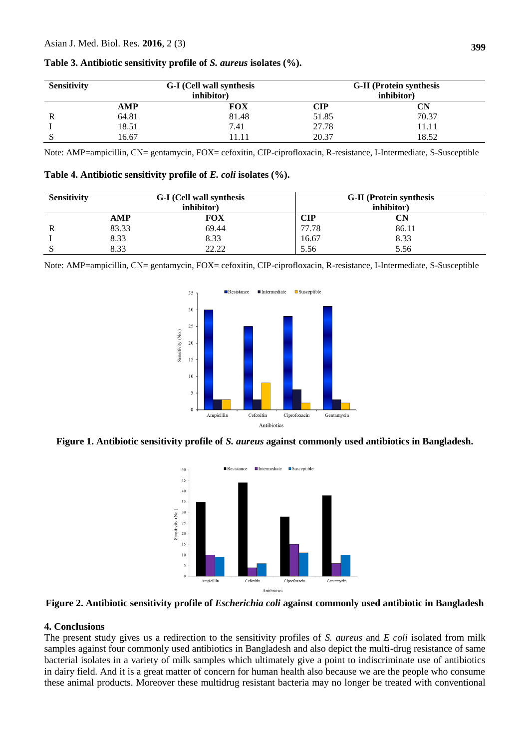**Table 3. Antibiotic sensitivity profile of *S. aureus* isolates (%).**

| Sensitivity | G-I (Cell wall synthesis inhibitor) | | G-II (Protein synthesis inhibitor) | |
|---|---|---|---|---|
| | **AMP** | **FOX** | **CIP** | **CN** |
| R | 64.81 | 81.48 | 51.85 | 70.37 |
| I | 18.51 | 7.41 | 27.78 | 11.11 |
| S | 16.67 | 11.11 | 20.37 | 18.52 |

Note: AMP=ampicillin, CN= gentamycin, FOX= cefoxitin, CIP-ciprofloxacin, R-resistance, I-Intermediate, S-Susceptible

**Table 4. Antibiotic sensitivity profile of *E. coli* isolates (%).**

| Sensitivity | G-I (Cell wall synthesis inhibitor) | | G-II (Protein synthesis inhibitor) | |
|---|---|---|---|---|
| | **AMP** | **FOX** | **CIP** | **CN** |
| R | 83.33 | 69.44 | 77.78 | 86.11 |
| I | 8.33 | 8.33 | 16.67 | 8.33 |
| S | 8.33 | 22.22 | 5.56 | 5.56 |

Note: AMP=ampicillin, CN= gentamycin, FOX= cefoxitin, CIP-ciprofloxacin, R-resistance, I-Intermediate, S-Susceptible

**Figure 1. Antibiotic sensitivity profile of *S. aureus* against commonly used antibiotics in Bangladesh.**

**Figure 2. Antibiotic sensitivity profile of *Escherichia coli* against commonly used antibiotic in Bangladesh**

## 4. Conclusions

The present study gives us a redirection to the sensitivity profiles of *S. aureus* and *E coli* isolated from milk samples against four commonly used antibiotics in Bangladesh and also depict the multi-drug resistance of same bacterial isolates in a variety of milk samples which ultimately give a point to indiscriminate use of antibiotics in dairy field. And it is a great matter of concern for human health also because we are the people who consume these animal products. Moreover these multidrug resistant bacteria may no longer be treated with conventional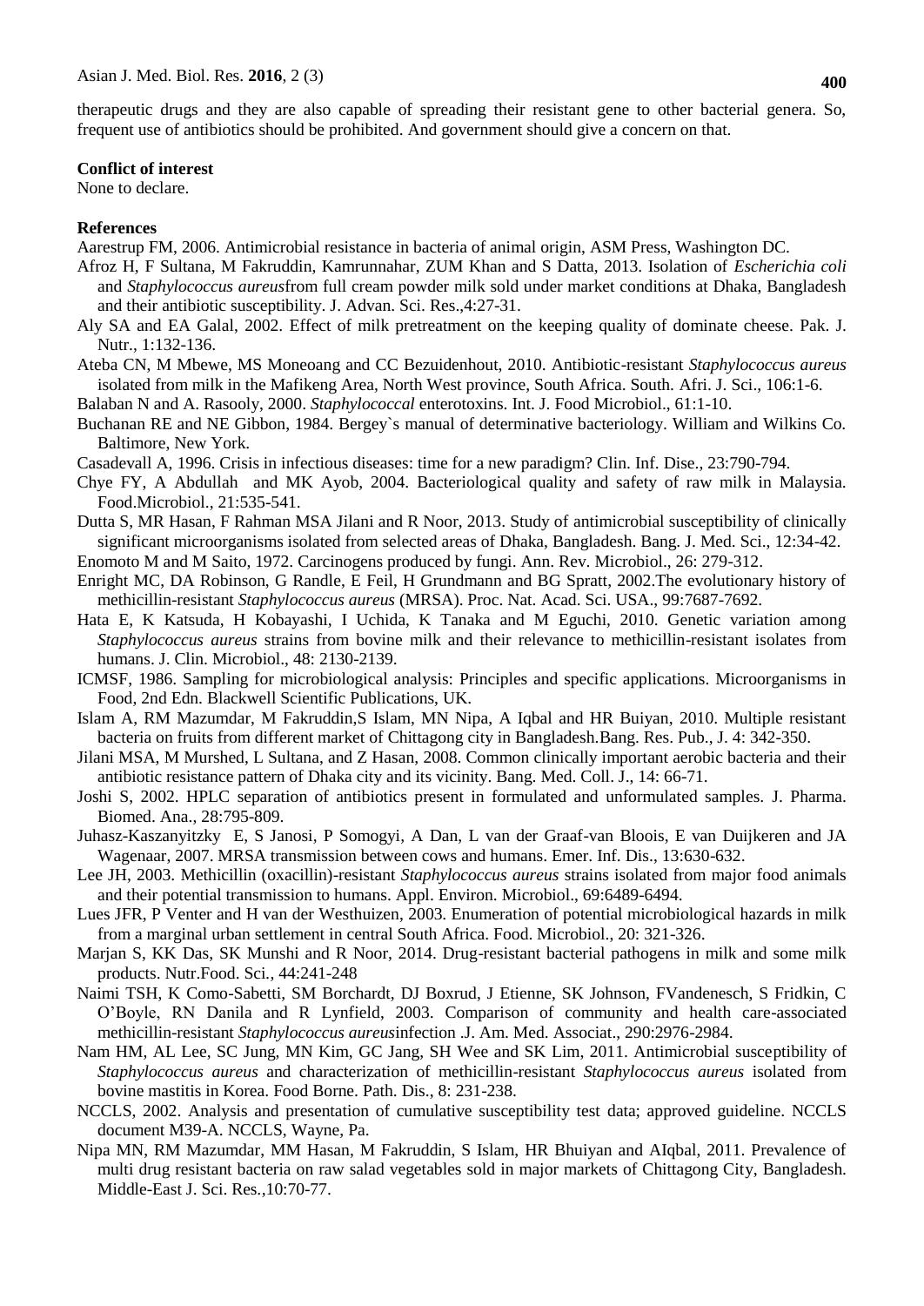therapeutic drugs and they are also capable of spreading their resistant gene to other bacterial genera. So, frequent use of antibiotics should be prohibited. And government should give a concern on that.

**Conflict of interest**

None to declare.

**References**

Aarestrup FM, 2006. Antimicrobial resistance in bacteria of animal origin, ASM Press, Washington DC.

Afroz H, F Sultana, M Fakruddin, Kamrunnahar, ZUM Khan and S Datta, 2013. Isolation of *Escherichia coli* and *Staphylococcus aureus*from full cream powder milk sold under market conditions at Dhaka, Bangladesh and their antibiotic susceptibility. J. Advan. Sci. Res.,4:27-31.

Aly SA and EA Galal, 2002. Effect of milk pretreatment on the keeping quality of dominate cheese. Pak. J. Nutr., 1:132-136.

Ateba CN, M Mbewe, MS Moneoang and CC Bezuidenhout, 2010. Antibiotic-resistant *Staphylococcus aureus* isolated from milk in the Mafikeng Area, North West province, South Africa. South. Afri. J. Sci., 106:1-6.

Balaban N and A. Rasooly, 2000. *Staphylococcal* enterotoxins. Int. J. Food Microbiol., 61:1-10.

Buchanan RE and NE Gibbon, 1984. Bergey`s manual of determinative bacteriology. William and Wilkins Co. Baltimore, New York.

Casadevall A, 1996. Crisis in infectious diseases: time for a new paradigm? Clin. Inf. Dise., 23:790-794.

Chye FY, A Abdullah and MK Ayob, 2004. Bacteriological quality and safety of raw milk in Malaysia. Food.Microbiol., 21:535-541.

Dutta S, MR Hasan, F Rahman MSA Jilani and R Noor, 2013. Study of antimicrobial susceptibility of clinically significant microorganisms isolated from selected areas of Dhaka, Bangladesh. Bang. J. Med. Sci., 12:34-42.

Enomoto M and M Saito, 1972. Carcinogens produced by fungi. Ann. Rev. Microbiol., 26: 279-312.

Enright MC, DA Robinson, G Randle, E Feil, H Grundmann and BG Spratt, 2002.The evolutionary history of methicillin-resistant *Staphylococcus aureus* (MRSA). Proc. Nat. Acad. Sci. USA., 99:7687-7692.

Hata E, K Katsuda, H Kobayashi, I Uchida, K Tanaka and M Eguchi, 2010. Genetic variation among *Staphylococcus aureus* strains from bovine milk and their relevance to methicillin-resistant isolates from humans. J. Clin. Microbiol., 48: 2130-2139.

ICMSF, 1986. Sampling for microbiological analysis: Principles and specific applications. Microorganisms in Food, 2nd Edn. Blackwell Scientific Publications, UK.

Islam A, RM Mazumdar, M Fakruddin,S Islam, MN Nipa, A Iqbal and HR Buiyan, 2010. Multiple resistant bacteria on fruits from different market of Chittagong city in Bangladesh.Bang. Res. Pub., J. 4: 342-350.

Jilani MSA, M Murshed, L Sultana, and Z Hasan, 2008. Common clinically important aerobic bacteria and their antibiotic resistance pattern of Dhaka city and its vicinity. Bang. Med. Coll. J., 14: 66-71.

Joshi S, 2002. HPLC separation of antibiotics present in formulated and unformulated samples. J. Pharma. Biomed. Ana., 28:795-809.

Juhasz-Kaszanyitzky E, S Janosi, P Somogyi, A Dan, L van der Graaf-van Bloois, E van Duijkeren and JA Wagenaar, 2007. MRSA transmission between cows and humans. Emer. Inf. Dis., 13:630-632.

Lee JH, 2003. Methicillin (oxacillin)-resistant *Staphylococcus aureus* strains isolated from major food animals and their potential transmission to humans. Appl. Environ. Microbiol., 69:6489-6494.

Lues JFR, P Venter and H van der Westhuizen, 2003. Enumeration of potential microbiological hazards in milk from a marginal urban settlement in central South Africa. Food. Microbiol., 20: 321-326.

Marjan S, KK Das, SK Munshi and R Noor, 2014. Drug-resistant bacterial pathogens in milk and some milk products. Nutr.Food. Sci., 44:241-248

Naimi TSH, K Como-Sabetti, SM Borchardt, DJ Boxrud, J Etienne, SK Johnson, FVandenesch, S Fridkin, C O'Boyle, RN Danila and R Lynfield, 2003. Comparison of community and health care-associated methicillin-resistant *Staphylococcus aureus*infection .J. Am. Med. Associat., 290:2976-2984.

Nam HM, AL Lee, SC Jung, MN Kim, GC Jang, SH Wee and SK Lim, 2011. Antimicrobial susceptibility of *Staphylococcus aureus* and characterization of methicillin-resistant *Staphylococcus aureus* isolated from bovine mastitis in Korea. Food Borne. Path. Dis., 8: 231-238.

NCCLS, 2002. Analysis and presentation of cumulative susceptibility test data; approved guideline. NCCLS document M39-A. NCCLS, Wayne, Pa.

Nipa MN, RM Mazumdar, MM Hasan, M Fakruddin, S Islam, HR Bhuiyan and AIqbal, 2011. Prevalence of multi drug resistant bacteria on raw salad vegetables sold in major markets of Chittagong City, Bangladesh. Middle-East J. Sci. Res.,10:70-77.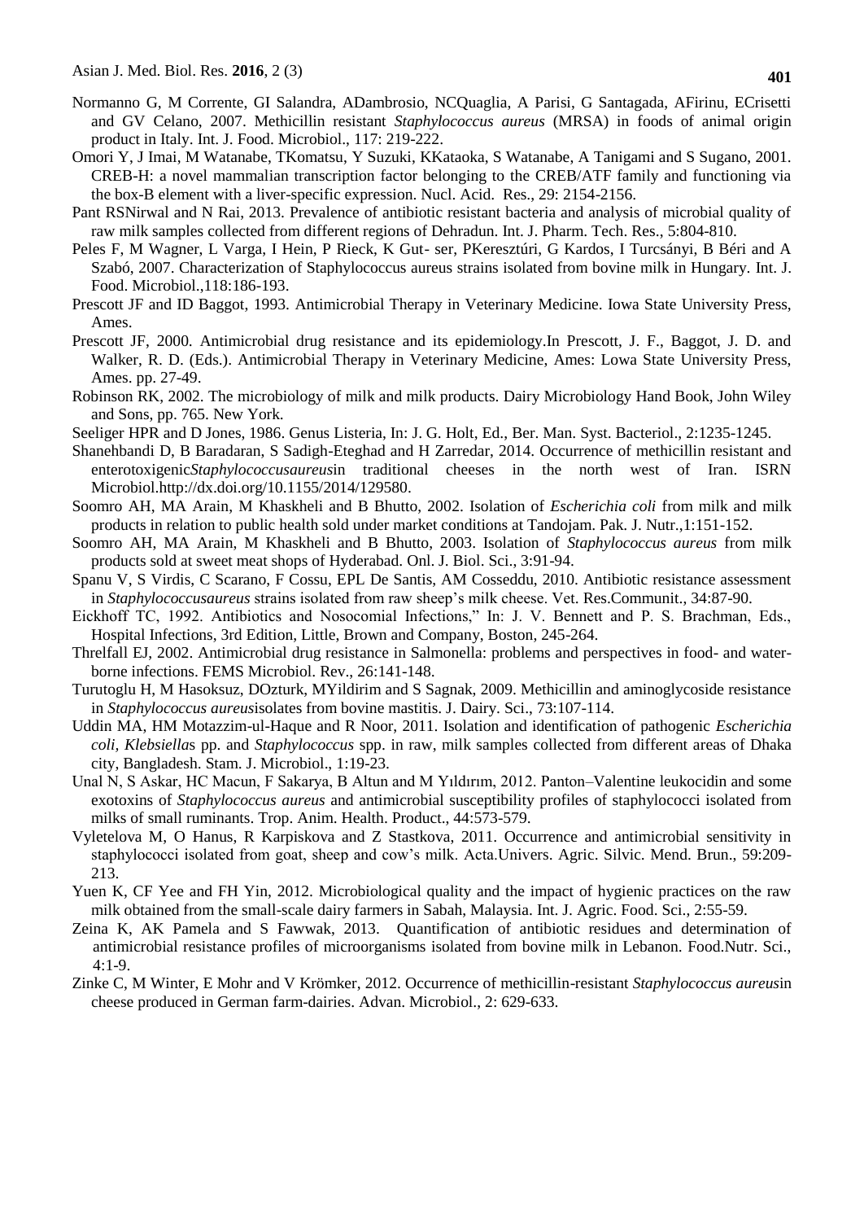Normanno G, M Corrente, GI Salandra, ADambrosio, NCQuaglia, A Parisi, G Santagada, AFirinu, ECrisetti and GV Celano, 2007. Methicillin resistant *Staphylococcus aureus* (MRSA) in foods of animal origin product in Italy. Int. J. Food. Microbiol., 117: 219-222.

Omori Y, J Imai, M Watanabe, TKomatsu, Y Suzuki, KKataoka, S Watanabe, A Tanigami and S Sugano, 2001. CREB-H: a novel mammalian transcription factor belonging to the CREB/ATF family and functioning via the box-B element with a liver-specific expression. Nucl. Acid. Res., 29: 2154-2156.

Pant RSNirwal and N Rai, 2013. Prevalence of antibiotic resistant bacteria and analysis of microbial quality of raw milk samples collected from different regions of Dehradun. Int. J. Pharm. Tech. Res., 5:804-810.

Peles F, M Wagner, L Varga, I Hein, P Rieck, K Gut- ser, PKeresztúri, G Kardos, I Turcsányi, B Béri and A Szabó, 2007. Characterization of Staphylococcus aureus strains isolated from bovine milk in Hungary. Int. J. Food. Microbiol.,118:186-193.

Prescott JF and ID Baggot, 1993. Antimicrobial Therapy in Veterinary Medicine. Iowa State University Press, Ames.

Prescott JF, 2000. Antimicrobial drug resistance and its epidemiology.In Prescott, J. F., Baggot, J. D. and Walker, R. D. (Eds.). Antimicrobial Therapy in Veterinary Medicine, Ames: Lowa State University Press, Ames. pp. 27-49.

Robinson RK, 2002. The microbiology of milk and milk products. Dairy Microbiology Hand Book, John Wiley and Sons, pp. 765. New York.

Seeliger HPR and D Jones, 1986. Genus Listeria, In: J. G. Holt, Ed., Ber. Man. Syst. Bacteriol., 2:1235-1245.

Shanehbandi D, B Baradaran, S Sadigh-Eteghad and H Zarredar, 2014. Occurrence of methicillin resistant and enterotoxigenic*Staphylococcusaureus*in traditional cheeses in the north west of Iran. ISRN Microbiol.http://dx.doi.org/10.1155/2014/129580.

Soomro AH, MA Arain, M Khaskheli and B Bhutto, 2002. Isolation of *Escherichia coli* from milk and milk products in relation to public health sold under market conditions at Tandojam. Pak. J. Nutr.,1:151-152.

Soomro AH, MA Arain, M Khaskheli and B Bhutto, 2003. Isolation of *Staphylococcus aureus* from milk products sold at sweet meat shops of Hyderabad. Onl. J. Biol. Sci., 3:91-94.

Spanu V, S Virdis, C Scarano, F Cossu, EPL De Santis, AM Cosseddu, 2010. Antibiotic resistance assessment in *Staphylococcusaureus* strains isolated from raw sheep's milk cheese. Vet. Res.Communit., 34:87-90.

Eickhoff TC, 1992. Antibiotics and Nosocomial Infections," In: J. V. Bennett and P. S. Brachman, Eds., Hospital Infections, 3rd Edition, Little, Brown and Company, Boston, 245-264.

Threlfall EJ, 2002. Antimicrobial drug resistance in Salmonella: problems and perspectives in food- and water-borne infections. FEMS Microbiol. Rev., 26:141-148.

Turutoglu H, M Hasoksuz, DOzturk, MYildirim and S Sagnak, 2009. Methicillin and aminoglycoside resistance in *Staphylococcus aureus*isolates from bovine mastitis. J. Dairy. Sci., 73:107-114.

Uddin MA, HM Motazzim-ul-Haque and R Noor, 2011. Isolation and identification of pathogenic *Escherichia coli, Klebsiella*s pp. and *Staphylococcus* spp. in raw, milk samples collected from different areas of Dhaka city, Bangladesh. Stam. J. Microbiol., 1:19-23.

Unal N, S Askar, HC Macun, F Sakarya, B Altun and M Yıldırım, 2012. Panton–Valentine leukocidin and some exotoxins of *Staphylococcus aureus* and antimicrobial susceptibility profiles of staphylococci isolated from milks of small ruminants. Trop. Anim. Health. Product., 44:573-579.

Vyletelova M, O Hanus, R Karpiskova and Z Stastkova, 2011. Occurrence and antimicrobial sensitivity in staphylococci isolated from goat, sheep and cow's milk. Acta.Univers. Agric. Silvic. Mend. Brun., 59:209-213.

Yuen K, CF Yee and FH Yin, 2012. Microbiological quality and the impact of hygienic practices on the raw milk obtained from the small-scale dairy farmers in Sabah, Malaysia. Int. J. Agric. Food. Sci., 2:55-59.

Zeina K, AK Pamela and S Fawwak, 2013. Quantification of antibiotic residues and determination of antimicrobial resistance profiles of microorganisms isolated from bovine milk in Lebanon. Food.Nutr. Sci., 4:1-9.

Zinke C, M Winter, E Mohr and V Krömker, 2012. Occurrence of methicillin-resistant *Staphylococcus aureus*in cheese produced in German farm-dairies. Advan. Microbiol., 2: 629-633.